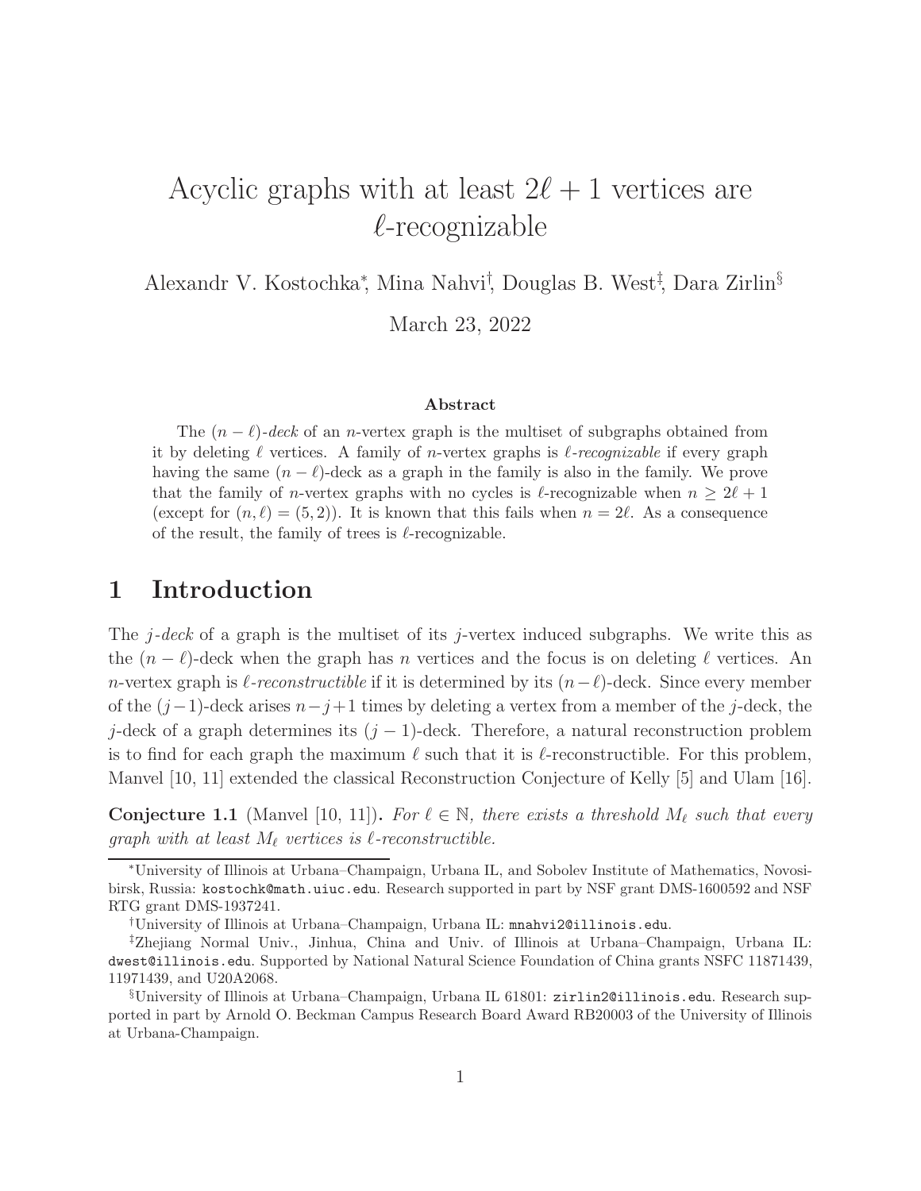# Acyclic graphs with at least $2\ell + 1$ vertices are $\ell$-recognizable

Alexandr V. Kostochka[*], Mina Nahvi[†], Douglas B. West[‡], Dara Zirlin[§]

March 23, 2022

### Abstract

The $(n-\ell)$-*deck* of an $n$-vertex graph is the multiset of subgraphs obtained from it by deleting $\ell$ vertices. A family of $n$-vertex graphs is $\ell$-*recognizable* if every graph having the same $(n-\ell)$-deck as a graph in the family is also in the family. We prove that the family of $n$-vertex graphs with no cycles is $\ell$-recognizable when $n \geq 2\ell + 1$ (except for $(n, \ell) = (5, 2)$). It is known that this fails when $n = 2\ell$. As a consequence of the result, the family of trees is $\ell$-recognizable.

## 1 Introduction

The $j$-*deck* of a graph is the multiset of its $j$-vertex induced subgraphs. We write this as the $(n-\ell)$-deck when the graph has $n$ vertices and the focus is on deleting $\ell$ vertices. An $n$-vertex graph is $\ell$-*reconstructible* if it is determined by its $(n-\ell)$-deck. Since every member of the $(j-1)$-deck arises $n-j+1$ times by deleting a vertex from a member of the $j$-deck, the $j$-deck of a graph determines its $(j-1)$-deck. Therefore, a natural reconstruction problem is to find for each graph the maximum $\ell$ such that it is $\ell$-reconstructible. For this problem, Manvel [10, 11] extended the classical Reconstruction Conjecture of Kelly [5] and Ulam [16].

**Conjecture 1.1** (Manvel [10, 11]). *For $\ell \in \mathbb{N}$, there exists a threshold $M_\ell$ such that every graph with at least $M_\ell$ vertices is $\ell$-reconstructible.*

---

[*]University of Illinois at Urbana–Champaign, Urbana IL, and Sobolev Institute of Mathematics, Novosibirsk, Russia: `kostochk@math.uiuc.edu`. Research supported in part by NSF grant DMS-1600592 and NSF RTG grant DMS-1937241.

[†]University of Illinois at Urbana–Champaign, Urbana IL: `mnahvi2@illinois.edu`.

[‡]Zhejiang Normal Univ., Jinhua, China and Univ. of Illinois at Urbana–Champaign, Urbana IL: `dwest@illinois.edu`. Supported by National Natural Science Foundation of China grants NSFC 11871439, 11971439, and U20A2068.

[§]University of Illinois at Urbana–Champaign, Urbana IL 61801: `zirlin2@illinois.edu`. Research supported in part by Arnold O. Beckman Campus Research Board Award RB20003 of the University of Illinois at Urbana-Champaign.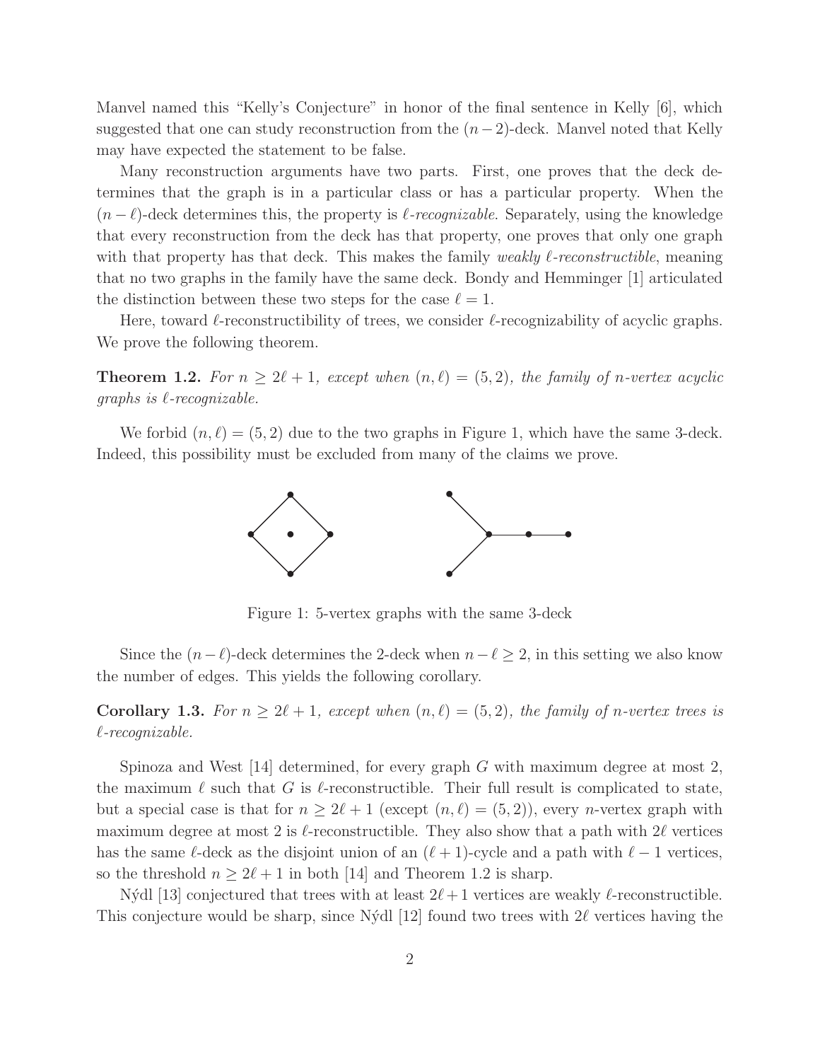Manvel named this "Kelly's Conjecture" in honor of the final sentence in Kelly [6], which suggested that one can study reconstruction from the $(n-2)$-deck. Manvel noted that Kelly may have expected the statement to be false.

Many reconstruction arguments have two parts. First, one proves that the deck determines that the graph is in a particular class or has a particular property. When the $(n-\ell)$-deck determines this, the property is *$\ell$-recognizable*. Separately, using the knowledge that every reconstruction from the deck has that property, one proves that only one graph with that property has that deck. This makes the family *weakly $\ell$-reconstructible*, meaning that no two graphs in the family have the same deck. Bondy and Hemminger [1] articulated the distinction between these two steps for the case $\ell = 1$.

Here, toward $\ell$-reconstructibility of trees, we consider $\ell$-recognizability of acyclic graphs. We prove the following theorem.

**Theorem 1.2.** *For $n \geq 2\ell + 1$, except when $(n, \ell) = (5, 2)$, the family of $n$-vertex acyclic graphs is $\ell$-recognizable.*

We forbid $(n, \ell) = (5, 2)$ due to the two graphs in Figure 1, which have the same 3-deck. Indeed, this possibility must be excluded from many of the claims we prove.

Figure 1: 5-vertex graphs with the same 3-deck

Since the $(n-\ell)$-deck determines the 2-deck when $n - \ell \geq 2$, in this setting we also know the number of edges. This yields the following corollary.

**Corollary 1.3.** *For $n \geq 2\ell + 1$, except when $(n, \ell) = (5, 2)$, the family of $n$-vertex trees is $\ell$-recognizable.*

Spinoza and West [14] determined, for every graph $G$ with maximum degree at most 2, the maximum $\ell$ such that $G$ is $\ell$-reconstructible. Their full result is complicated to state, but a special case is that for $n \geq 2\ell + 1$ (except $(n, \ell) = (5, 2)$), every $n$-vertex graph with maximum degree at most 2 is $\ell$-reconstructible. They also show that a path with $2\ell$ vertices has the same $\ell$-deck as the disjoint union of an $(\ell + 1)$-cycle and a path with $\ell - 1$ vertices, so the threshold $n \geq 2\ell + 1$ in both [14] and Theorem 1.2 is sharp.

Nýdl [13] conjectured that trees with at least $2\ell + 1$ vertices are weakly $\ell$-reconstructible. This conjecture would be sharp, since Nýdl [12] found two trees with $2\ell$ vertices having the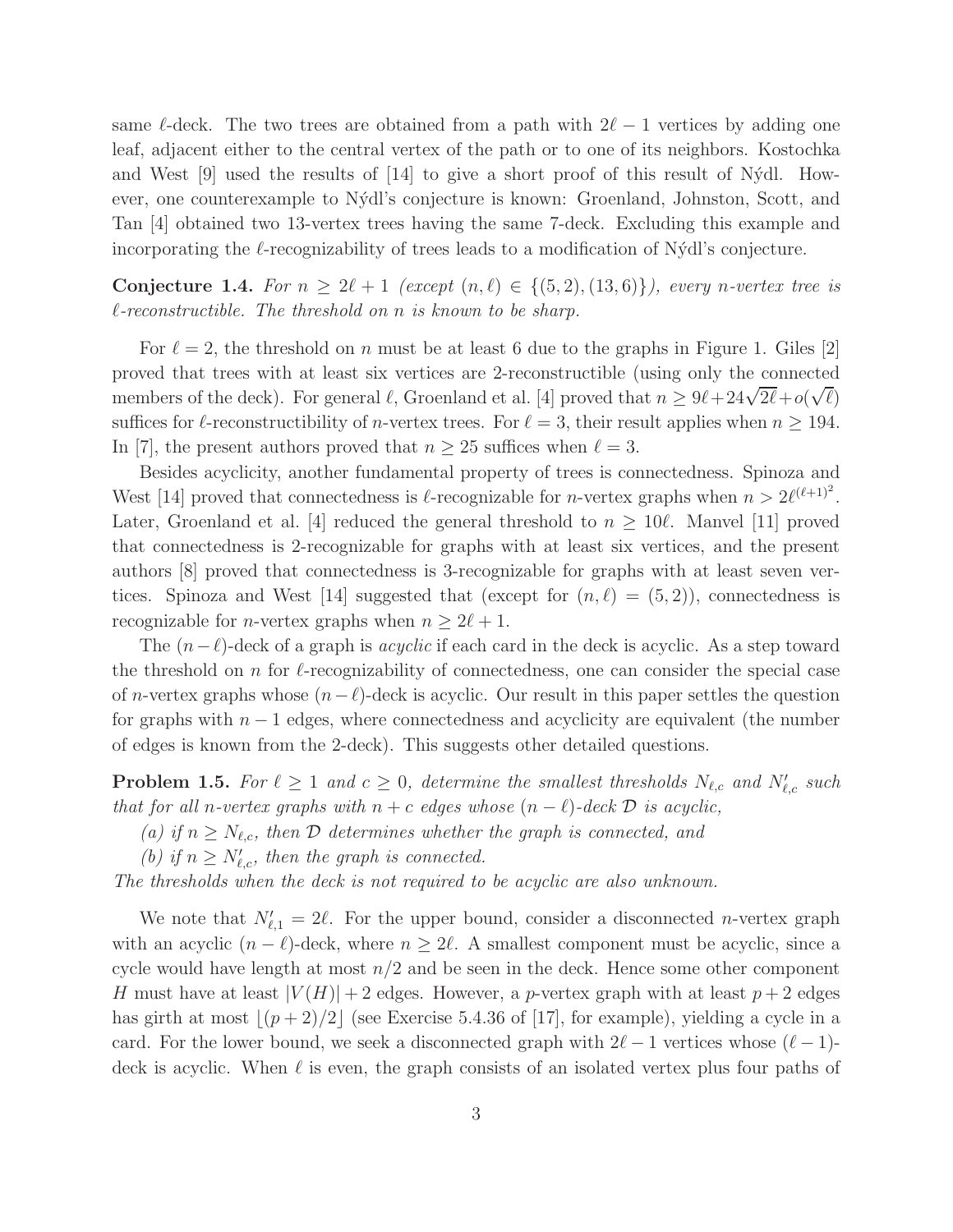same $\ell$-deck. The two trees are obtained from a path with $2\ell - 1$ vertices by adding one leaf, adjacent either to the central vertex of the path or to one of its neighbors. Kostochka and West [9] used the results of [14] to give a short proof of this result of Nýdl. However, one counterexample to Nýdl's conjecture is known: Groenland, Johnston, Scott, and Tan [4] obtained two 13-vertex trees having the same 7-deck. Excluding this example and incorporating the $\ell$-recognizability of trees leads to a modification of Nýdl's conjecture.

**Conjecture 1.4.** *For $n \geq 2\ell + 1$ (except $(n, \ell) \in \{(5, 2), (13, 6)\}$), every $n$-vertex tree is $\ell$-reconstructible. The threshold on $n$ is known to be sharp.*

For $\ell = 2$, the threshold on $n$ must be at least 6 due to the graphs in Figure 1. Giles [2] proved that trees with at least six vertices are 2-reconstructible (using only the connected members of the deck). For general $\ell$, Groenland et al. [4] proved that $n \geq 9\ell + 24\sqrt{2\ell} + o(\sqrt{\ell})$ suffices for $\ell$-reconstructibility of $n$-vertex trees. For $\ell = 3$, their result applies when $n \geq 194$. In [7], the present authors proved that $n \geq 25$ suffices when $\ell = 3$.

Besides acyclicity, another fundamental property of trees is connectedness. Spinoza and West [14] proved that connectedness is $\ell$-recognizable for $n$-vertex graphs when $n > 2\ell^{(\ell+1)^2}$. Later, Groenland et al. [4] reduced the general threshold to $n \geq 10\ell$. Manvel [11] proved that connectedness is 2-recognizable for graphs with at least six vertices, and the present authors [8] proved that connectedness is 3-recognizable for graphs with at least seven vertices. Spinoza and West [14] suggested that (except for $(n, \ell) = (5, 2)$), connectedness is recognizable for $n$-vertex graphs when $n \geq 2\ell + 1$.

The $(n-\ell)$-deck of a graph is *acyclic* if each card in the deck is acyclic. As a step toward the threshold on $n$ for $\ell$-recognizability of connectedness, one can consider the special case of $n$-vertex graphs whose $(n-\ell)$-deck is acyclic. Our result in this paper settles the question for graphs with $n - 1$ edges, where connectedness and acyclicity are equivalent (the number of edges is known from the 2-deck). This suggests other detailed questions.

**Problem 1.5.** *For $\ell \geq 1$ and $c \geq 0$, determine the smallest thresholds $N_{\ell,c}$ and $N'_{\ell,c}$ such that for all $n$-vertex graphs with $n + c$ edges whose $(n - \ell)$-deck $\mathcal{D}$ is acyclic,*

*(a) if $n \geq N_{\ell,c}$, then $\mathcal{D}$ determines whether the graph is connected, and*

*(b) if $n \geq N'_{\ell,c}$, then the graph is connected.*

*The thresholds when the deck is not required to be acyclic are also unknown.*

We note that $N'_{\ell,1} = 2\ell$. For the upper bound, consider a disconnected $n$-vertex graph with an acyclic $(n - \ell)$-deck, where $n \geq 2\ell$. A smallest component must be acyclic, since a cycle would have length at most $n/2$ and be seen in the deck. Hence some other component $H$ must have at least $|V(H)| + 2$ edges. However, a $p$-vertex graph with at least $p + 2$ edges has girth at most $\lfloor (p + 2)/2 \rfloor$ (see Exercise 5.4.36 of [17], for example), yielding a cycle in a card. For the lower bound, we seek a disconnected graph with $2\ell - 1$ vertices whose $(\ell - 1)$-deck is acyclic. When $\ell$ is even, the graph consists of an isolated vertex plus four paths of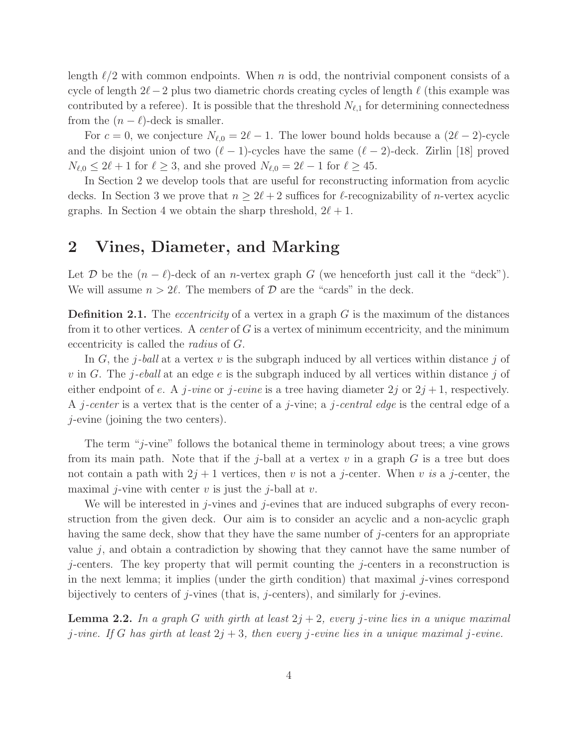length $\ell/2$ with common endpoints. When $n$ is odd, the nontrivial component consists of a cycle of length $2\ell-2$ plus two diametric chords creating cycles of length $\ell$ (this example was contributed by a referee). It is possible that the threshold $N_{\ell,1}$ for determining connectedness from the $(n-\ell)$-deck is smaller.

For $c = 0$, we conjecture $N_{\ell,0} = 2\ell - 1$. The lower bound holds because a $(2\ell-2)$-cycle and the disjoint union of two $(\ell-1)$-cycles have the same $(\ell-2)$-deck. Zirlin [18] proved $N_{\ell,0} \le 2\ell + 1$ for $\ell \ge 3$, and she proved $N_{\ell,0} = 2\ell - 1$ for $\ell \ge 45$.

In Section 2 we develop tools that are useful for reconstructing information from acyclic decks. In Section 3 we prove that $n \ge 2\ell + 2$ suffices for $\ell$-recognizability of $n$-vertex acyclic graphs. In Section 4 we obtain the sharp threshold, $2\ell + 1$.

## 2 Vines, Diameter, and Marking

Let $\mathcal{D}$ be the $(n-\ell)$-deck of an $n$-vertex graph $G$ (we henceforth just call it the "deck"). We will assume $n > 2\ell$. The members of $\mathcal{D}$ are the "cards" in the deck.

**Definition 2.1.** The *eccentricity* of a vertex in a graph $G$ is the maximum of the distances from it to other vertices. A *center* of $G$ is a vertex of minimum eccentricity, and the minimum eccentricity is called the *radius* of $G$.

In $G$, the $j$-*ball* at a vertex $v$ is the subgraph induced by all vertices within distance $j$ of $v$ in $G$. The $j$-*eball* at an edge $e$ is the subgraph induced by all vertices within distance $j$ of either endpoint of $e$. A $j$-*vine* or $j$-*evine* is a tree having diameter $2j$ or $2j+1$, respectively. A $j$-*center* is a vertex that is the center of a $j$-vine; a $j$-*central edge* is the central edge of a $j$-evine (joining the two centers).

The term "$j$-vine" follows the botanical theme in terminology about trees; a vine grows from its main path. Note that if the $j$-ball at a vertex $v$ in a graph $G$ is a tree but does not contain a path with $2j+1$ vertices, then $v$ is not a $j$-center. When $v$ *is* a $j$-center, the maximal $j$-vine with center $v$ is just the $j$-ball at $v$.

We will be interested in $j$-vines and $j$-evines that are induced subgraphs of every reconstruction from the given deck. Our aim is to consider an acyclic and a non-acyclic graph having the same deck, show that they have the same number of $j$-centers for an appropriate value $j$, and obtain a contradiction by showing that they cannot have the same number of $j$-centers. The key property that will permit counting the $j$-centers in a reconstruction is in the next lemma; it implies (under the girth condition) that maximal $j$-vines correspond bijectively to centers of $j$-vines (that is, $j$-centers), and similarly for $j$-evines.

**Lemma 2.2.** *In a graph $G$ with girth at least $2j+2$, every $j$-vine lies in a unique maximal $j$-vine. If $G$ has girth at least $2j+3$, then every $j$-evine lies in a unique maximal $j$-evine.*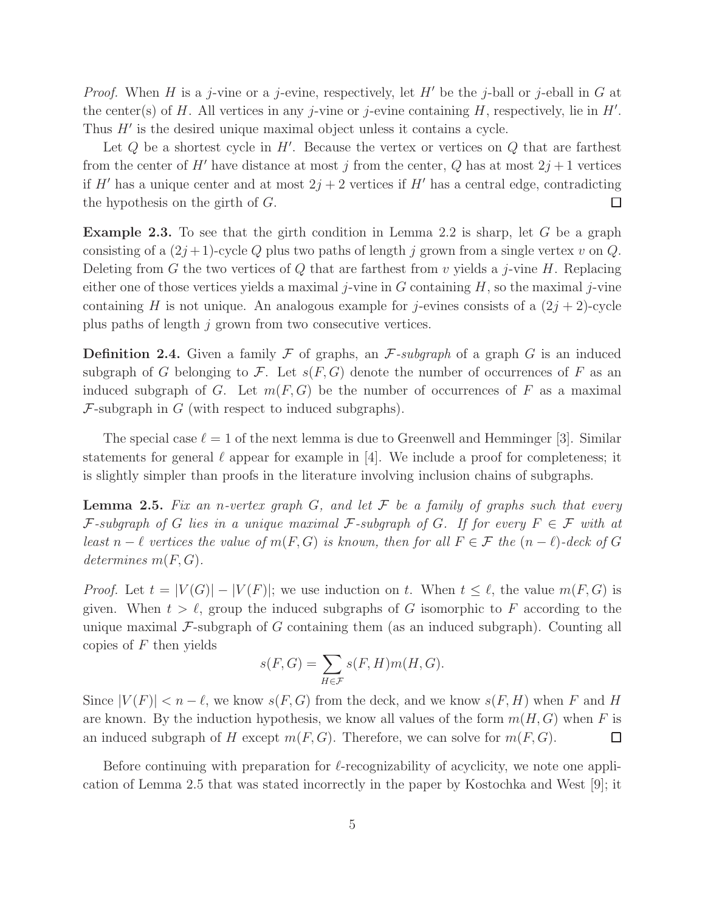*Proof.* When $H$ is a $j$-vine or a $j$-evine, respectively, let $H'$ be the $j$-ball or $j$-eball in $G$ at the center(s) of $H$. All vertices in any $j$-vine or $j$-evine containing $H$, respectively, lie in $H'$. Thus $H'$ is the desired unique maximal object unless it contains a cycle.

Let $Q$ be a shortest cycle in $H'$. Because the vertex or vertices on $Q$ that are farthest from the center of $H'$ have distance at most $j$ from the center, $Q$ has at most $2j+1$ vertices if $H'$ has a unique center and at most $2j+2$ vertices if $H'$ has a central edge, contradicting the hypothesis on the girth of $G$. □

**Example 2.3.** To see that the girth condition in Lemma 2.2 is sharp, let $G$ be a graph consisting of a $(2j+1)$-cycle $Q$ plus two paths of length $j$ grown from a single vertex $v$ on $Q$. Deleting from $G$ the two vertices of $Q$ that are farthest from $v$ yields a $j$-vine $H$. Replacing either one of those vertices yields a maximal $j$-vine in $G$ containing $H$, so the maximal $j$-vine containing $H$ is not unique. An analogous example for $j$-evines consists of a $(2j+2)$-cycle plus paths of length $j$ grown from two consecutive vertices.

**Definition 2.4.** Given a family $\mathcal{F}$ of graphs, an *$\mathcal{F}$-subgraph* of a graph $G$ is an induced subgraph of $G$ belonging to $\mathcal{F}$. Let $s(F,G)$ denote the number of occurrences of $F$ as an induced subgraph of $G$. Let $m(F,G)$ be the number of occurrences of $F$ as a maximal $\mathcal{F}$-subgraph in $G$ (with respect to induced subgraphs).

The special case $\ell = 1$ of the next lemma is due to Greenwell and Hemminger [3]. Similar statements for general $\ell$ appear for example in [4]. We include a proof for completeness; it is slightly simpler than proofs in the literature involving inclusion chains of subgraphs.

**Lemma 2.5.** *Fix an $n$-vertex graph $G$, and let $\mathcal{F}$ be a family of graphs such that every $\mathcal{F}$-subgraph of $G$ lies in a unique maximal $\mathcal{F}$-subgraph of $G$. If for every $F \in \mathcal{F}$ with at least $n-\ell$ vertices the value of $m(F,G)$ is known, then for all $F \in \mathcal{F}$ the $(n-\ell)$-deck of $G$ determines $m(F,G)$.*

*Proof.* Let $t = |V(G)| - |V(F)|$; we use induction on $t$. When $t \le \ell$, the value $m(F,G)$ is given. When $t > \ell$, group the induced subgraphs of $G$ isomorphic to $F$ according to the unique maximal $\mathcal{F}$-subgraph of $G$ containing them (as an induced subgraph). Counting all copies of $F$ then yields

$$s(F,G) = \sum_{H \in \mathcal{F}} s(F,H)m(H,G).$$

Since $|V(F)| < n-\ell$, we know $s(F,G)$ from the deck, and we know $s(F,H)$ when $F$ and $H$ are known. By the induction hypothesis, we know all values of the form $m(H,G)$ when $F$ is an induced subgraph of $H$ except $m(F,G)$. Therefore, we can solve for $m(F,G)$. □

Before continuing with preparation for $\ell$-recognizability of acyclicity, we note one application of Lemma 2.5 that was stated incorrectly in the paper by Kostochka and West [9]; it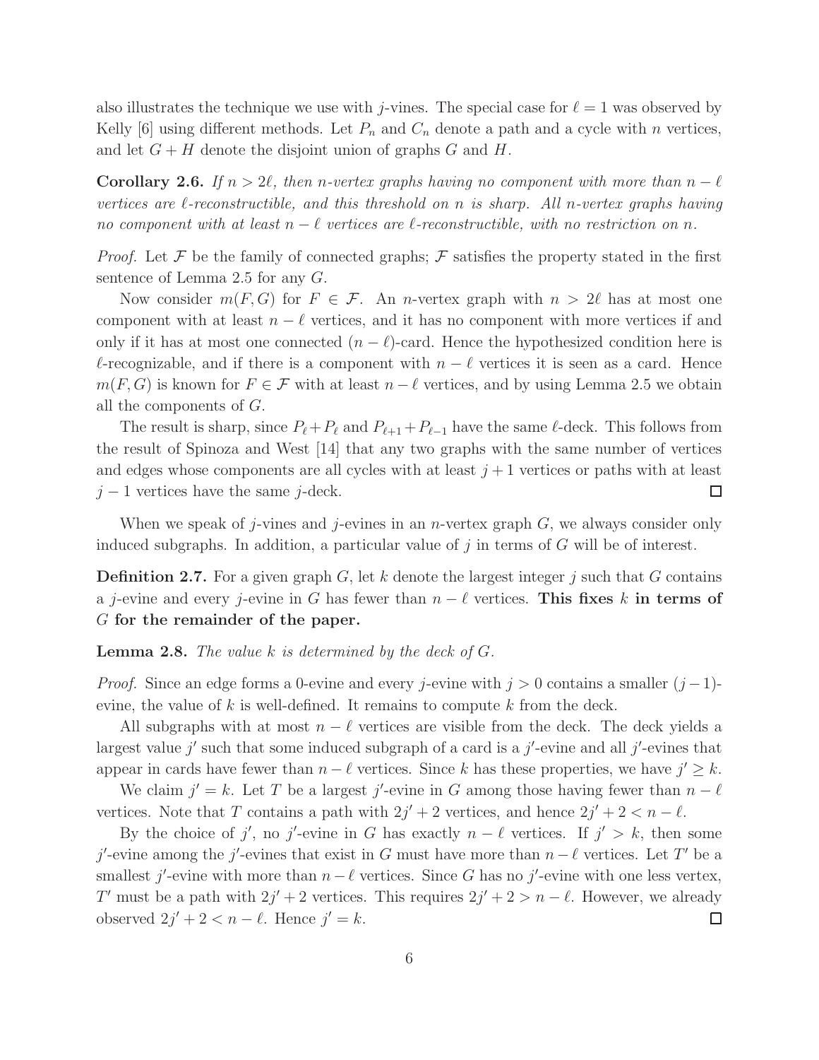also illustrates the technique we use with $j$-vines. The special case for $\ell = 1$ was observed by Kelly [6] using different methods. Let $P_n$ and $C_n$ denote a path and a cycle with $n$ vertices, and let $G + H$ denote the disjoint union of graphs $G$ and $H$.

**Corollary 2.6.** *If $n > 2\ell$, then $n$-vertex graphs having no component with more than $n - \ell$ vertices are $\ell$-reconstructible, and this threshold on $n$ is sharp. All $n$-vertex graphs having no component with at least $n - \ell$ vertices are $\ell$-reconstructible, with no restriction on $n$.*

*Proof.* Let $\mathcal{F}$ be the family of connected graphs; $\mathcal{F}$ satisfies the property stated in the first sentence of Lemma 2.5 for any $G$.

Now consider $m(F, G)$ for $F \in \mathcal{F}$. An $n$-vertex graph with $n > 2\ell$ has at most one component with at least $n - \ell$ vertices, and it has no component with more vertices if and only if it has at most one connected $(n - \ell)$-card. Hence the hypothesized condition here is $\ell$-recognizable, and if there is a component with $n - \ell$ vertices it is seen as a card. Hence $m(F, G)$ is known for $F \in \mathcal{F}$ with at least $n - \ell$ vertices, and by using Lemma 2.5 we obtain all the components of $G$.

The result is sharp, since $P_\ell + P_\ell$ and $P_{\ell+1} + P_{\ell-1}$ have the same $\ell$-deck. This follows from the result of Spinoza and West [14] that any two graphs with the same number of vertices and edges whose components are all cycles with at least $j + 1$ vertices or paths with at least $j - 1$ vertices have the same $j$-deck. $\square$

When we speak of $j$-vines and $j$-evines in an $n$-vertex graph $G$, we always consider only induced subgraphs. In addition, a particular value of $j$ in terms of $G$ will be of interest.

**Definition 2.7.** For a given graph $G$, let $k$ denote the largest integer $j$ such that $G$ contains a $j$-evine and every $j$-evine in $G$ has fewer than $n - \ell$ vertices. **This fixes $k$ in terms of $G$ for the remainder of the paper.**

**Lemma 2.8.** *The value $k$ is determined by the deck of $G$.*

*Proof.* Since an edge forms a 0-evine and every $j$-evine with $j > 0$ contains a smaller $(j-1)$-evine, the value of $k$ is well-defined. It remains to compute $k$ from the deck.

All subgraphs with at most $n - \ell$ vertices are visible from the deck. The deck yields a largest value $j'$ such that some induced subgraph of a card is a $j'$-evine and all $j'$-evines that appear in cards have fewer than $n - \ell$ vertices. Since $k$ has these properties, we have $j' \geq k$.

We claim $j' = k$. Let $T$ be a largest $j'$-evine in $G$ among those having fewer than $n - \ell$ vertices. Note that $T$ contains a path with $2j' + 2$ vertices, and hence $2j' + 2 < n - \ell$.

By the choice of $j'$, no $j'$-evine in $G$ has exactly $n - \ell$ vertices. If $j' > k$, then some $j'$-evine among the $j'$-evines that exist in $G$ must have more than $n - \ell$ vertices. Let $T'$ be a smallest $j'$-evine with more than $n - \ell$ vertices. Since $G$ has no $j'$-evine with one less vertex, $T'$ must be a path with $2j' + 2$ vertices. This requires $2j' + 2 > n - \ell$. However, we already observed $2j' + 2 < n - \ell$. Hence $j' = k$. $\square$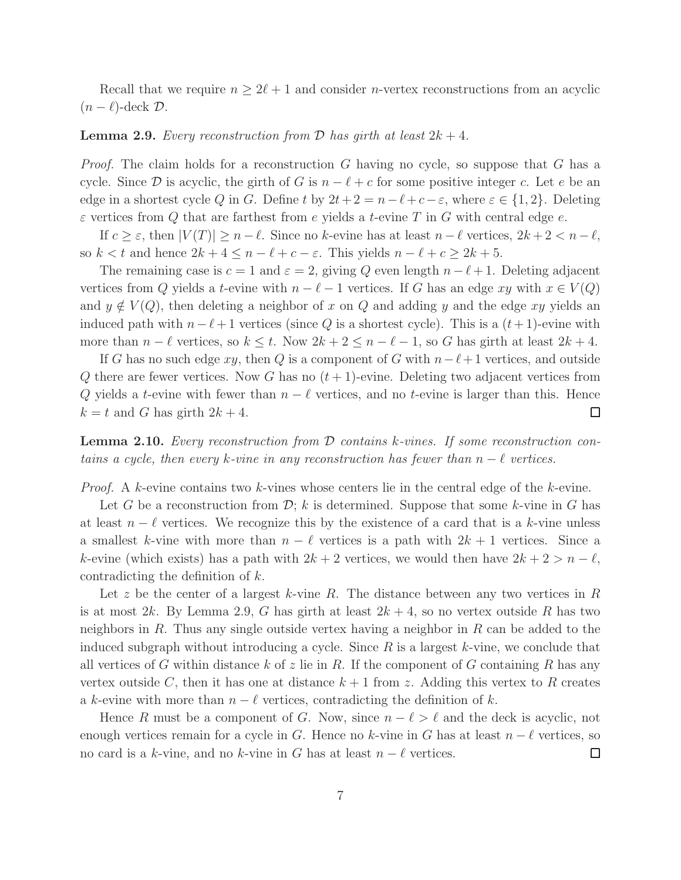Recall that we require $n \geq 2\ell + 1$ and consider $n$-vertex reconstructions from an acyclic $(n-\ell)$-deck $\mathcal{D}$.

**Lemma 2.9.** *Every reconstruction from $\mathcal{D}$ has girth at least $2k+4$.*

*Proof.* The claim holds for a reconstruction $G$ having no cycle, so suppose that $G$ has a cycle. Since $\mathcal{D}$ is acyclic, the girth of $G$ is $n-\ell+c$ for some positive integer $c$. Let $e$ be an edge in a shortest cycle $Q$ in $G$. Define $t$ by $2t+2 = n-\ell+c-\varepsilon$, where $\varepsilon \in \{1,2\}$. Deleting $\varepsilon$ vertices from $Q$ that are farthest from $e$ yields a $t$-evine $T$ in $G$ with central edge $e$.

If $c \geq \varepsilon$, then $|V(T)| \geq n-\ell$. Since no $k$-evine has at least $n-\ell$ vertices, $2k+2 < n-\ell$, so $k < t$ and hence $2k+4 \leq n-\ell+c-\varepsilon$. This yields $n-\ell+c \geq 2k+5$.

The remaining case is $c=1$ and $\varepsilon=2$, giving $Q$ even length $n-\ell+1$. Deleting adjacent vertices from $Q$ yields a $t$-evine with $n-\ell-1$ vertices. If $G$ has an edge $xy$ with $x \in V(Q)$ and $y \notin V(Q)$, then deleting a neighbor of $x$ on $Q$ and adding $y$ and the edge $xy$ yields an induced path with $n-\ell+1$ vertices (since $Q$ is a shortest cycle). This is a $(t+1)$-evine with more than $n-\ell$ vertices, so $k \leq t$. Now $2k+2 \leq n-\ell-1$, so $G$ has girth at least $2k+4$.

If $G$ has no such edge $xy$, then $Q$ is a component of $G$ with $n-\ell+1$ vertices, and outside $Q$ there are fewer vertices. Now $G$ has no $(t+1)$-evine. Deleting two adjacent vertices from $Q$ yields a $t$-evine with fewer than $n-\ell$ vertices, and no $t$-evine is larger than this. Hence $k=t$ and $G$ has girth $2k+4$. $\square$

**Lemma 2.10.** *Every reconstruction from $\mathcal{D}$ contains $k$-vines. If some reconstruction contains a cycle, then every $k$-vine in any reconstruction has fewer than $n-\ell$ vertices.*

*Proof.* A $k$-evine contains two $k$-vines whose centers lie in the central edge of the $k$-evine.

Let $G$ be a reconstruction from $\mathcal{D}$; $k$ is determined. Suppose that some $k$-vine in $G$ has at least $n-\ell$ vertices. We recognize this by the existence of a card that is a $k$-vine unless a smallest $k$-vine with more than $n-\ell$ vertices is a path with $2k+1$ vertices. Since a $k$-evine (which exists) has a path with $2k+2$ vertices, we would then have $2k+2 > n-\ell$, contradicting the definition of $k$.

Let $z$ be the center of a largest $k$-vine $R$. The distance between any two vertices in $R$ is at most $2k$. By Lemma 2.9, $G$ has girth at least $2k+4$, so no vertex outside $R$ has two neighbors in $R$. Thus any single outside vertex having a neighbor in $R$ can be added to the induced subgraph without introducing a cycle. Since $R$ is a largest $k$-vine, we conclude that all vertices of $G$ within distance $k$ of $z$ lie in $R$. If the component of $G$ containing $R$ has any vertex outside $C$, then it has one at distance $k+1$ from $z$. Adding this vertex to $R$ creates a $k$-evine with more than $n-\ell$ vertices, contradicting the definition of $k$.

Hence $R$ must be a component of $G$. Now, since $n-\ell > \ell$ and the deck is acyclic, not enough vertices remain for a cycle in $G$. Hence no $k$-vine in $G$ has at least $n-\ell$ vertices, so no card is a $k$-vine, and no $k$-vine in $G$ has at least $n-\ell$ vertices. $\square$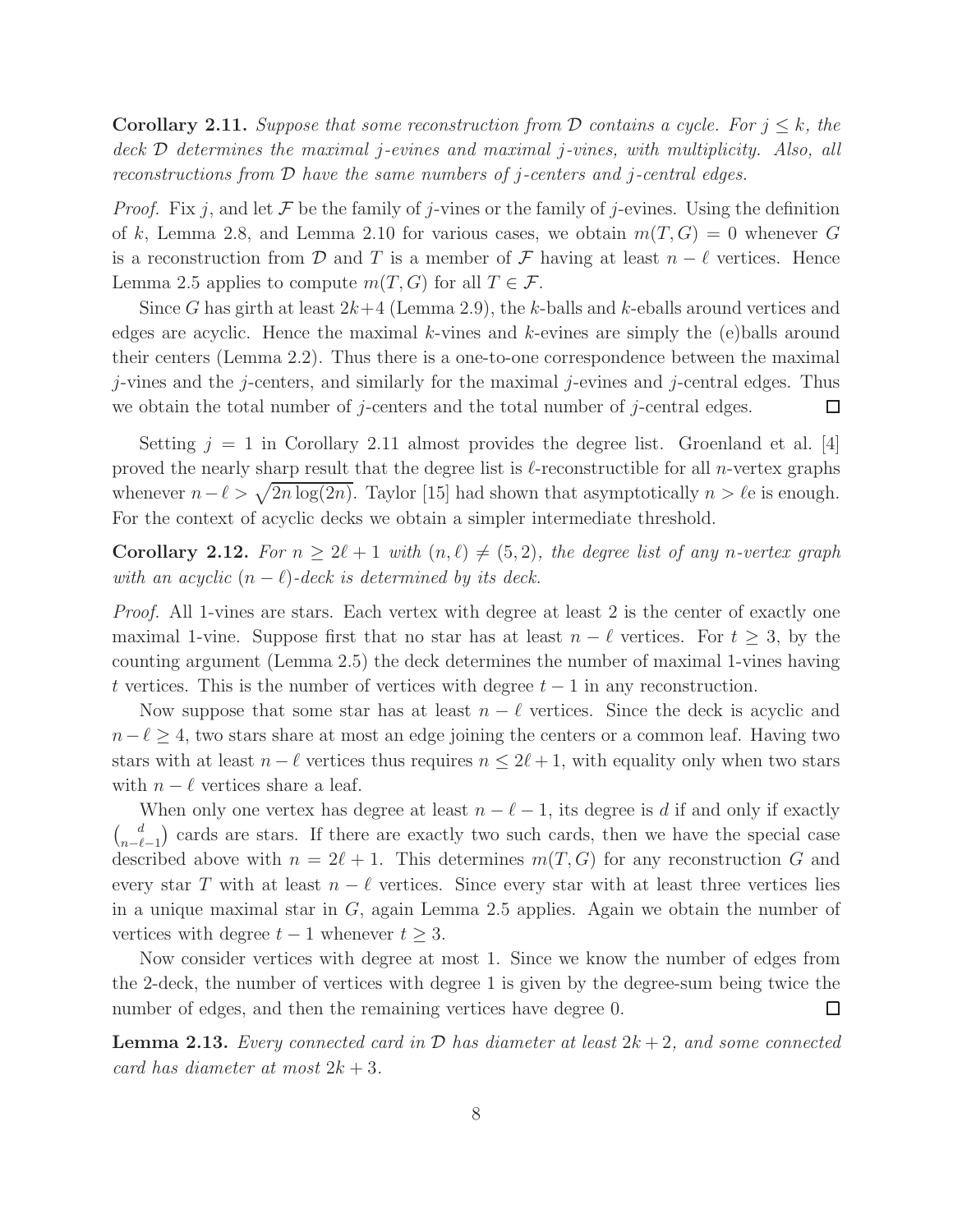**Corollary 2.11.** *Suppose that some reconstruction from $\mathcal{D}$ contains a cycle. For $j \le k$, the deck $\mathcal{D}$ determines the maximal $j$-evines and maximal $j$-vines, with multiplicity. Also, all reconstructions from $\mathcal{D}$ have the same numbers of $j$-centers and $j$-central edges.*

*Proof.* Fix $j$, and let $\mathcal{F}$ be the family of $j$-vines or the family of $j$-evines. Using the definition of $k$, Lemma 2.8, and Lemma 2.10 for various cases, we obtain $m(T, G) = 0$ whenever $G$ is a reconstruction from $\mathcal{D}$ and $T$ is a member of $\mathcal{F}$ having at least $n - \ell$ vertices. Hence Lemma 2.5 applies to compute $m(T, G)$ for all $T \in \mathcal{F}$.

Since $G$ has girth at least $2k+4$ (Lemma 2.9), the $k$-balls and $k$-eballs around vertices and edges are acyclic. Hence the maximal $k$-vines and $k$-evines are simply the (e)balls around their centers (Lemma 2.2). Thus there is a one-to-one correspondence between the maximal $j$-vines and the $j$-centers, and similarly for the maximal $j$-evines and $j$-central edges. Thus we obtain the total number of $j$-centers and the total number of $j$-central edges. $\square$

Setting $j = 1$ in Corollary 2.11 almost provides the degree list. Groenland et al. [4] proved the nearly sharp result that the degree list is $\ell$-reconstructible for all $n$-vertex graphs whenever $n - \ell > \sqrt{2n \log(2n)}$. Taylor [15] had shown that asymptotically $n > \ell \mathrm{e}$ is enough. For the context of acyclic decks we obtain a simpler intermediate threshold.

**Corollary 2.12.** *For $n \ge 2\ell + 1$ with $(n, \ell) \ne (5, 2)$, the degree list of any $n$-vertex graph with an acyclic $(n - \ell)$-deck is determined by its deck.*

*Proof.* All 1-vines are stars. Each vertex with degree at least 2 is the center of exactly one maximal 1-vine. Suppose first that no star has at least $n - \ell$ vertices. For $t \ge 3$, by the counting argument (Lemma 2.5) the deck determines the number of maximal 1-vines having $t$ vertices. This is the number of vertices with degree $t - 1$ in any reconstruction.

Now suppose that some star has at least $n - \ell$ vertices. Since the deck is acyclic and $n - \ell \ge 4$, two stars share at most an edge joining the centers or a common leaf. Having two stars with at least $n - \ell$ vertices thus requires $n \le 2\ell + 1$, with equality only when two stars with $n - \ell$ vertices share a leaf.

When only one vertex has degree at least $n - \ell - 1$, its degree is $d$ if and only if exactly $\binom{d}{n-\ell-1}$ cards are stars. If there are exactly two such cards, then we have the special case described above with $n = 2\ell + 1$. This determines $m(T, G)$ for any reconstruction $G$ and every star $T$ with at least $n - \ell$ vertices. Since every star with at least three vertices lies in a unique maximal star in $G$, again Lemma 2.5 applies. Again we obtain the number of vertices with degree $t - 1$ whenever $t \ge 3$.

Now consider vertices with degree at most 1. Since we know the number of edges from the 2-deck, the number of vertices with degree 1 is given by the degree-sum being twice the number of edges, and then the remaining vertices have degree 0. $\square$

**Lemma 2.13.** *Every connected card in $\mathcal{D}$ has diameter at least $2k+2$, and some connected card has diameter at most $2k+3$.*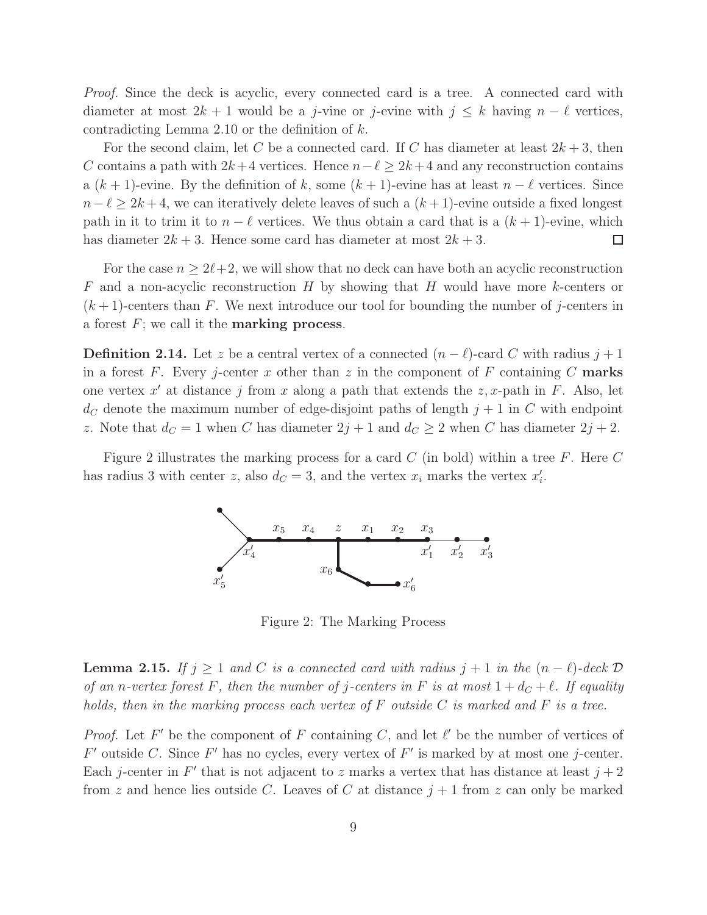*Proof.* Since the deck is acyclic, every connected card is a tree. A connected card with diameter at most $2k+1$ would be a $j$-vine or $j$-evine with $j \leq k$ having $n-\ell$ vertices, contradicting Lemma 2.10 or the definition of $k$.

For the second claim, let $C$ be a connected card. If $C$ has diameter at least $2k+3$, then $C$ contains a path with $2k+4$ vertices. Hence $n-\ell \geq 2k+4$ and any reconstruction contains a $(k+1)$-evine. By the definition of $k$, some $(k+1)$-evine has at least $n-\ell$ vertices. Since $n-\ell \geq 2k+4$, we can iteratively delete leaves of such a $(k+1)$-evine outside a fixed longest path in it to trim it to $n-\ell$ vertices. We thus obtain a card that is a $(k+1)$-evine, which has diameter $2k+3$. Hence some card has diameter at most $2k+3$. $\square$

For the case $n \geq 2\ell+2$, we will show that no deck can have both an acyclic reconstruction $F$ and a non-acyclic reconstruction $H$ by showing that $H$ would have more $k$-centers or $(k+1)$-centers than $F$. We next introduce our tool for bounding the number of $j$-centers in a forest $F$; we call it the **marking process**.

**Definition 2.14.** Let $z$ be a central vertex of a connected $(n-\ell)$-card $C$ with radius $j+1$ in a forest $F$. Every $j$-center $x$ other than $z$ in the component of $F$ containing $C$ **marks** one vertex $x'$ at distance $j$ from $x$ along a path that extends the $z,x$-path in $F$. Also, let $d_C$ denote the maximum number of edge-disjoint paths of length $j+1$ in $C$ with endpoint $z$. Note that $d_C = 1$ when $C$ has diameter $2j+1$ and $d_C \geq 2$ when $C$ has diameter $2j+2$.

Figure 2 illustrates the marking process for a card $C$ (in bold) within a tree $F$. Here $C$ has radius 3 with center $z$, also $d_C = 3$, and the vertex $x_i$ marks the vertex $x_i'$.

Figure 2: The Marking Process

**Lemma 2.15.** *If $j \geq 1$ and $C$ is a connected card with radius $j+1$ in the $(n-\ell)$-deck $\mathcal{D}$ of an $n$-vertex forest $F$, then the number of $j$-centers in $F$ is at most $1 + d_C + \ell$. If equality holds, then in the marking process each vertex of $F$ outside $C$ is marked and $F$ is a tree.*

*Proof.* Let $F'$ be the component of $F$ containing $C$, and let $\ell'$ be the number of vertices of $F'$ outside $C$. Since $F'$ has no cycles, every vertex of $F'$ is marked by at most one $j$-center. Each $j$-center in $F'$ that is not adjacent to $z$ marks a vertex that has distance at least $j+2$ from $z$ and hence lies outside $C$. Leaves of $C$ at distance $j+1$ from $z$ can only be marked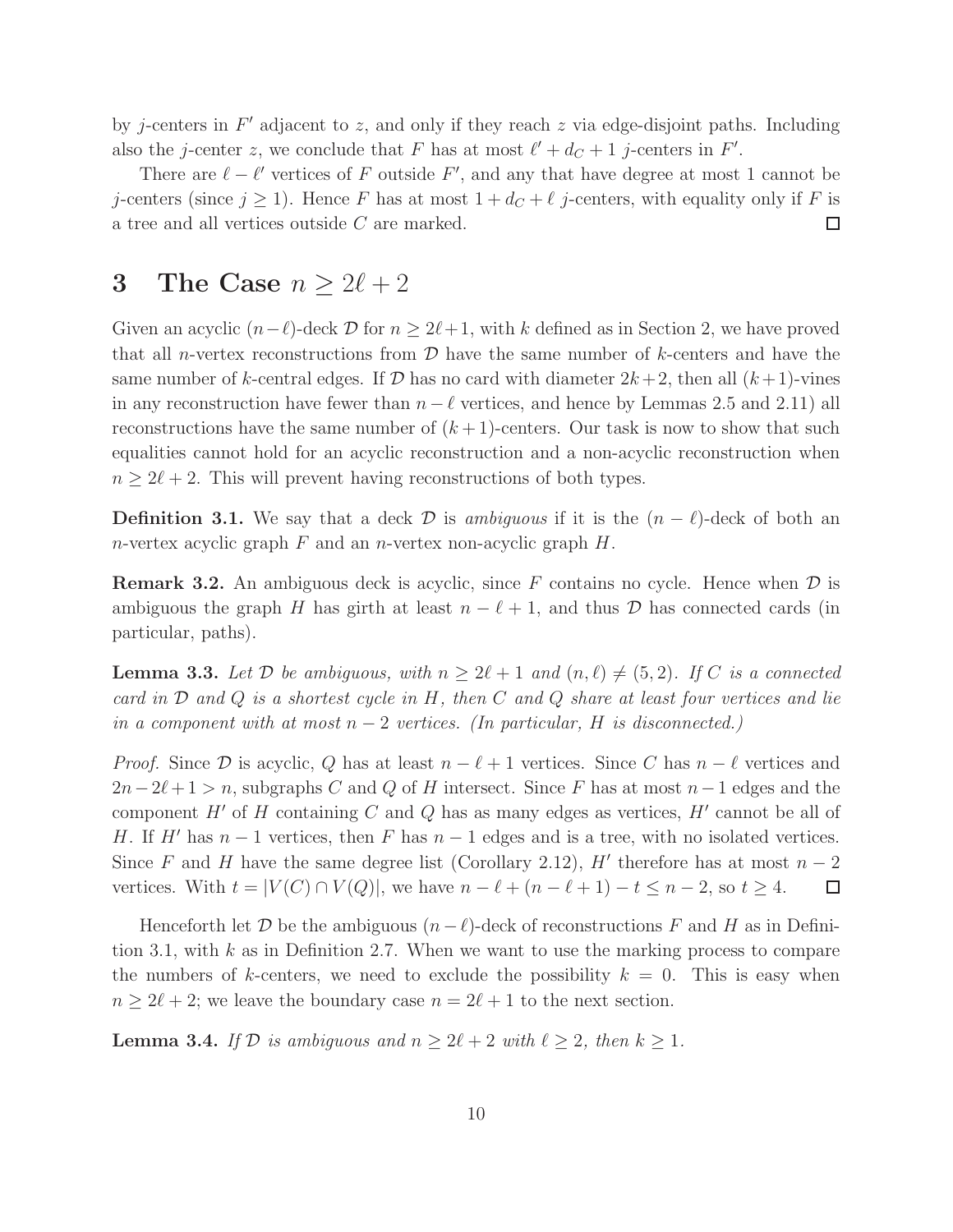by $j$-centers in $F'$ adjacent to $z$, and only if they reach $z$ via edge-disjoint paths. Including also the $j$-center $z$, we conclude that $F$ has at most $\ell' + d_C + 1$ $j$-centers in $F'$.

There are $\ell - \ell'$ vertices of $F$ outside $F'$, and any that have degree at most 1 cannot be $j$-centers (since $j \geq 1$). Hence $F$ has at most $1 + d_C + \ell$ $j$-centers, with equality only if $F$ is a tree and all vertices outside $C$ are marked. $\square$

# 3 The Case $n \geq 2\ell + 2$

Given an acyclic $(n-\ell)$-deck $\mathcal{D}$ for $n \geq 2\ell+1$, with $k$ defined as in Section 2, we have proved that all $n$-vertex reconstructions from $\mathcal{D}$ have the same number of $k$-centers and have the same number of $k$-central edges. If $\mathcal{D}$ has no card with diameter $2k+2$, then all $(k+1)$-vines in any reconstruction have fewer than $n - \ell$ vertices, and hence by Lemmas 2.5 and 2.11) all reconstructions have the same number of $(k+1)$-centers. Our task is now to show that such equalities cannot hold for an acyclic reconstruction and a non-acyclic reconstruction when $n \geq 2\ell + 2$. This will prevent having reconstructions of both types.

**Definition 3.1.** We say that a deck $\mathcal{D}$ is *ambiguous* if it is the $(n - \ell)$-deck of both an $n$-vertex acyclic graph $F$ and an $n$-vertex non-acyclic graph $H$.

**Remark 3.2.** An ambiguous deck is acyclic, since $F$ contains no cycle. Hence when $\mathcal{D}$ is ambiguous the graph $H$ has girth at least $n - \ell + 1$, and thus $\mathcal{D}$ has connected cards (in particular, paths).

**Lemma 3.3.** *Let $\mathcal{D}$ be ambiguous, with $n \geq 2\ell + 1$ and $(n, \ell) \neq (5, 2)$. If $C$ is a connected card in $\mathcal{D}$ and $Q$ is a shortest cycle in $H$, then $C$ and $Q$ share at least four vertices and lie in a component with at most $n - 2$ vertices. (In particular, $H$ is disconnected.)*

*Proof.* Since $\mathcal{D}$ is acyclic, $Q$ has at least $n - \ell + 1$ vertices. Since $C$ has $n - \ell$ vertices and $2n - 2\ell + 1 > n$, subgraphs $C$ and $Q$ of $H$ intersect. Since $F$ has at most $n - 1$ edges and the component $H'$ of $H$ containing $C$ and $Q$ has as many edges as vertices, $H'$ cannot be all of $H$. If $H'$ has $n - 1$ vertices, then $F$ has $n - 1$ edges and is a tree, with no isolated vertices. Since $F$ and $H$ have the same degree list (Corollary 2.12), $H'$ therefore has at most $n - 2$ vertices. With $t = |V(C) \cap V(Q)|$, we have $n - \ell + (n - \ell + 1) - t \leq n - 2$, so $t \geq 4$. $\square$

Henceforth let $\mathcal{D}$ be the ambiguous $(n - \ell)$-deck of reconstructions $F$ and $H$ as in Definition 3.1, with $k$ as in Definition 2.7. When we want to use the marking process to compare the numbers of $k$-centers, we need to exclude the possibility $k = 0$. This is easy when $n \geq 2\ell + 2$; we leave the boundary case $n = 2\ell + 1$ to the next section.

**Lemma 3.4.** *If $\mathcal{D}$ is ambiguous and $n \geq 2\ell + 2$ with $\ell \geq 2$, then $k \geq 1$.*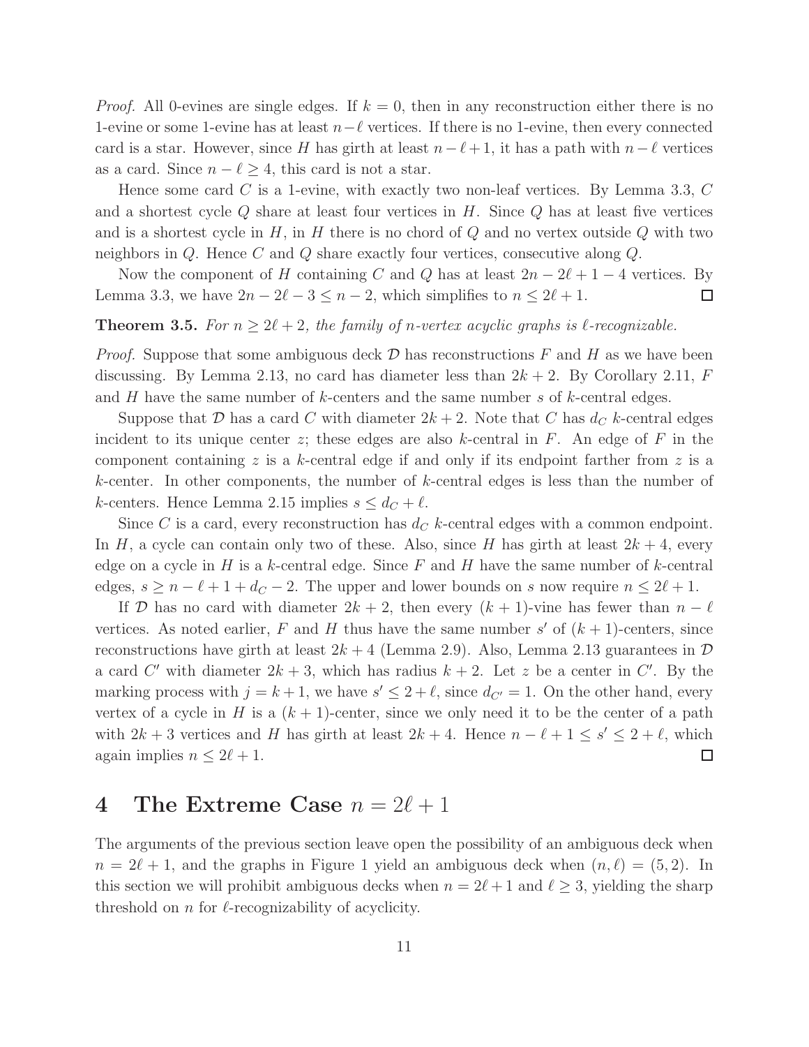*Proof.* All 0-evines are single edges. If $k = 0$, then in any reconstruction either there is no 1-evine or some 1-evine has at least $n-\ell$ vertices. If there is no 1-evine, then every connected card is a star. However, since $H$ has girth at least $n - \ell + 1$, it has a path with $n - \ell$ vertices as a card. Since $n - \ell \geq 4$, this card is not a star.

Hence some card $C$ is a 1-evine, with exactly two non-leaf vertices. By Lemma 3.3, $C$ and a shortest cycle $Q$ share at least four vertices in $H$. Since $Q$ has at least five vertices and is a shortest cycle in $H$, in $H$ there is no chord of $Q$ and no vertex outside $Q$ with two neighbors in $Q$. Hence $C$ and $Q$ share exactly four vertices, consecutive along $Q$.

Now the component of $H$ containing $C$ and $Q$ has at least $2n - 2\ell + 1 - 4$ vertices. By Lemma 3.3, we have $2n - 2\ell - 3 \leq n - 2$, which simplifies to $n \leq 2\ell + 1$. $\square$

**Theorem 3.5.** *For $n \geq 2\ell + 2$, the family of $n$-vertex acyclic graphs is $\ell$-recognizable.*

*Proof.* Suppose that some ambiguous deck $\mathcal{D}$ has reconstructions $F$ and $H$ as we have been discussing. By Lemma 2.13, no card has diameter less than $2k + 2$. By Corollary 2.11, $F$ and $H$ have the same number of $k$-centers and the same number $s$ of $k$-central edges.

Suppose that $\mathcal{D}$ has a card $C$ with diameter $2k + 2$. Note that $C$ has $d_C$ $k$-central edges incident to its unique center $z$; these edges are also $k$-central in $F$. An edge of $F$ in the component containing $z$ is a $k$-central edge if and only if its endpoint farther from $z$ is a $k$-center. In other components, the number of $k$-central edges is less than the number of $k$-centers. Hence Lemma 2.15 implies $s \leq d_C + \ell$.

Since $C$ is a card, every reconstruction has $d_C$ $k$-central edges with a common endpoint. In $H$, a cycle can contain only two of these. Also, since $H$ has girth at least $2k + 4$, every edge on a cycle in $H$ is a $k$-central edge. Since $F$ and $H$ have the same number of $k$-central edges, $s \geq n - \ell + 1 + d_C - 2$. The upper and lower bounds on $s$ now require $n \leq 2\ell + 1$.

If $\mathcal{D}$ has no card with diameter $2k + 2$, then every $(k + 1)$-vine has fewer than $n - \ell$ vertices. As noted earlier, $F$ and $H$ thus have the same number $s'$ of $(k + 1)$-centers, since reconstructions have girth at least $2k + 4$ (Lemma 2.9). Also, Lemma 2.13 guarantees in $\mathcal{D}$ a card $C'$ with diameter $2k + 3$, which has radius $k + 2$. Let $z$ be a center in $C'$. By the marking process with $j = k + 1$, we have $s' \leq 2 + \ell$, since $d_{C'} = 1$. On the other hand, every vertex of a cycle in $H$ is a $(k + 1)$-center, since we only need it to be the center of a path with $2k + 3$ vertices and $H$ has girth at least $2k + 4$. Hence $n - \ell + 1 \leq s' \leq 2 + \ell$, which again implies $n \leq 2\ell + 1$. $\square$

# 4 The Extreme Case $n = 2\ell + 1$

The arguments of the previous section leave open the possibility of an ambiguous deck when $n = 2\ell + 1$, and the graphs in Figure 1 yield an ambiguous deck when $(n, \ell) = (5, 2)$. In this section we will prohibit ambiguous decks when $n = 2\ell + 1$ and $\ell \geq 3$, yielding the sharp threshold on $n$ for $\ell$-recognizability of acyclicity.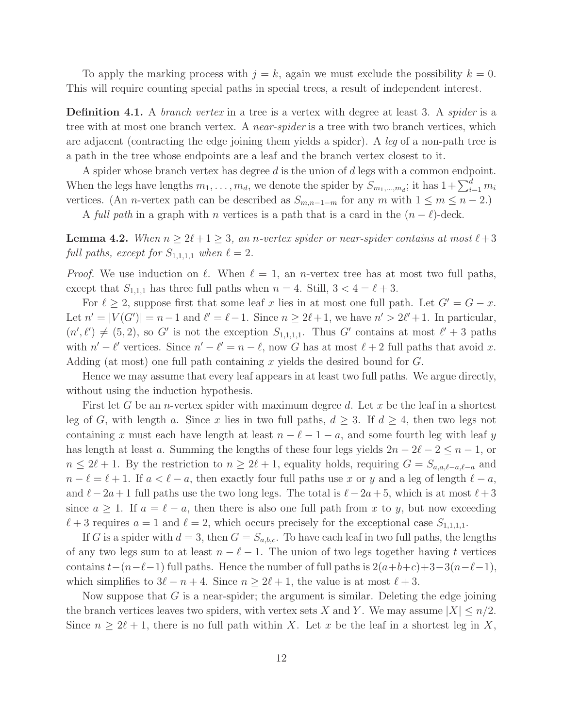To apply the marking process with $j = k$, again we must exclude the possibility $k = 0$. This will require counting special paths in special trees, a result of independent interest.

**Definition 4.1.** A *branch vertex* in a tree is a vertex with degree at least 3. A *spider* is a tree with at most one branch vertex. A *near-spider* is a tree with two branch vertices, which are adjacent (contracting the edge joining them yields a spider). A *leg* of a non-path tree is a path in the tree whose endpoints are a leaf and the branch vertex closest to it.

A spider whose branch vertex has degree $d$ is the union of $d$ legs with a common endpoint. When the legs have lengths $m_1, \dots, m_d$, we denote the spider by $S_{m_1,\dots,m_d}$; it has $1+\sum_{i=1}^{d} m_i$ vertices. (An $n$-vertex path can be described as $S_{m,n-1-m}$ for any $m$ with $1 \le m \le n-2$.)

A *full path* in a graph with $n$ vertices is a path that is a card in the $(n-\ell)$-deck.

**Lemma 4.2.** *When $n \ge 2\ell+1 \ge 3$, an $n$-vertex spider or near-spider contains at most $\ell+3$ full paths, except for $S_{1,1,1,1}$ when $\ell = 2$.*

*Proof.* We use induction on $\ell$. When $\ell = 1$, an $n$-vertex tree has at most two full paths, except that $S_{1,1,1}$ has three full paths when $n = 4$. Still, $3 < 4 = \ell + 3$.

For $\ell \ge 2$, suppose first that some leaf $x$ lies in at most one full path. Let $G' = G - x$. Let $n' = |V(G')| = n-1$ and $\ell' = \ell - 1$. Since $n \ge 2\ell+1$, we have $n' > 2\ell'+1$. In particular, $(n', \ell') \ne (5, 2)$, so $G'$ is not the exception $S_{1,1,1,1}$. Thus $G'$ contains at most $\ell'+3$ paths with $n'-\ell'$ vertices. Since $n'-\ell' = n-\ell$, now $G$ has at most $\ell+2$ full paths that avoid $x$. Adding (at most) one full path containing $x$ yields the desired bound for $G$.

Hence we may assume that every leaf appears in at least two full paths. We argue directly, without using the induction hypothesis.

First let $G$ be an $n$-vertex spider with maximum degree $d$. Let $x$ be the leaf in a shortest leg of $G$, with length $a$. Since $x$ lies in two full paths, $d \ge 3$. If $d \ge 4$, then two legs not containing $x$ must each have length at least $n-\ell-1-a$, and some fourth leg with leaf $y$ has length at least $a$. Summing the lengths of these four legs yields $2n-2\ell-2 \le n-1$, or $n \le 2\ell+1$. By the restriction to $n \ge 2\ell+1$, equality holds, requiring $G = S_{a,a,\ell-a,\ell-a}$ and $n-\ell = \ell+1$. If $a < \ell - a$, then exactly four full paths use $x$ or $y$ and a leg of length $\ell - a$, and $\ell - 2a + 1$ full paths use the two long legs. The total is $\ell - 2a + 5$, which is at most $\ell+3$ since $a \ge 1$. If $a = \ell - a$, then there is also one full path from $x$ to $y$, but now exceeding $\ell+3$ requires $a = 1$ and $\ell = 2$, which occurs precisely for the exceptional case $S_{1,1,1,1}$.

If $G$ is a spider with $d = 3$, then $G = S_{a,b,c}$. To have each leaf in two full paths, the lengths of any two legs sum to at least $n-\ell-1$. The union of two legs together having $t$ vertices contains $t-(n-\ell-1)$ full paths. Hence the number of full paths is $2(a+b+c)+3-3(n-\ell-1)$, which simplifies to $3\ell - n + 4$. Since $n \ge 2\ell+1$, the value is at most $\ell+3$.

Now suppose that $G$ is a near-spider; the argument is similar. Deleting the edge joining the branch vertices leaves two spiders, with vertex sets $X$ and $Y$. We may assume $|X| \le n/2$. Since $n \ge 2\ell+1$, there is no full path within $X$. Let $x$ be the leaf in a shortest leg in $X$,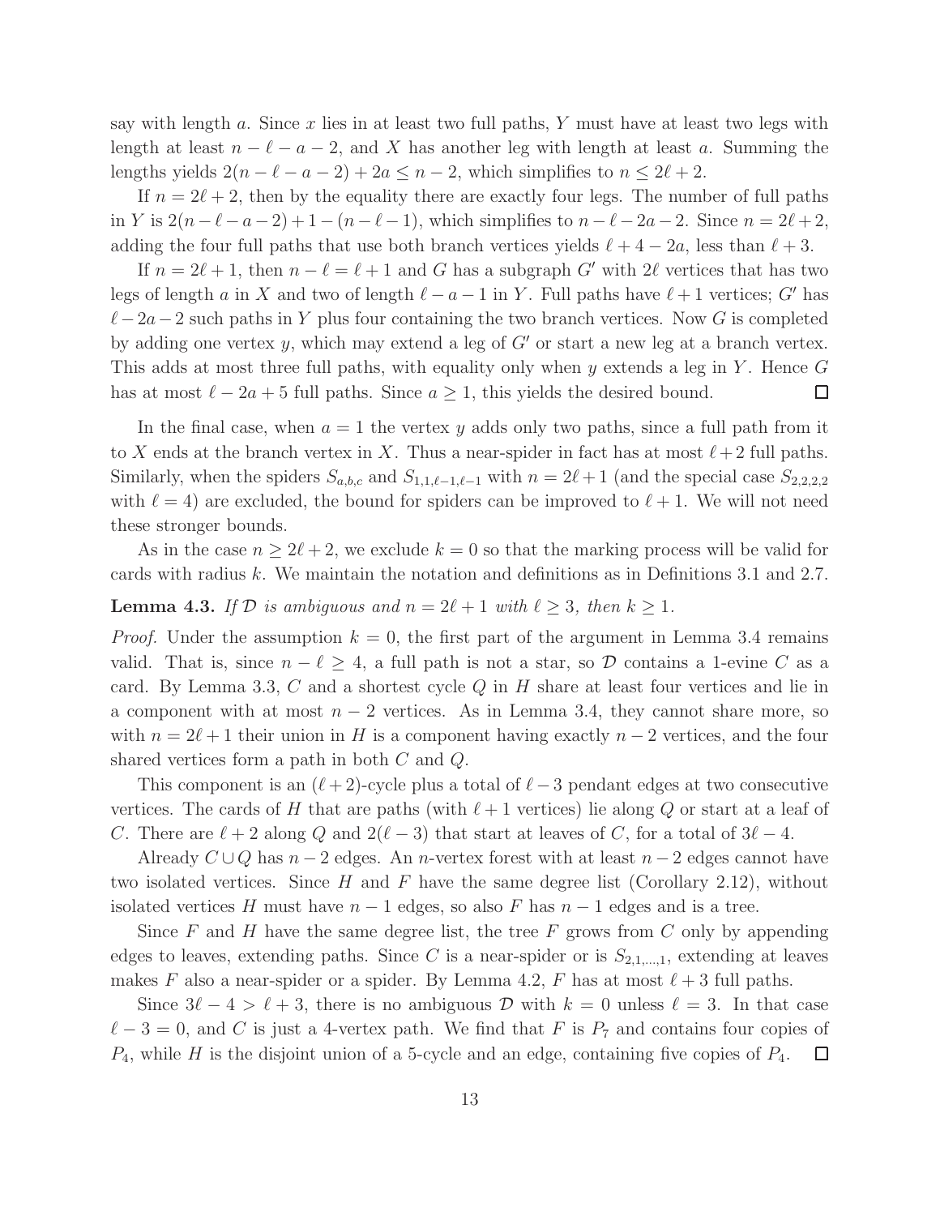say with length $a$. Since $x$ lies in at least two full paths, $Y$ must have at least two legs with length at least $n-\ell-a-2$, and $X$ has another leg with length at least $a$. Summing the lengths yields $2(n-\ell-a-2)+2a \le n-2$, which simplifies to $n \le 2\ell+2$.

If $n=2\ell+2$, then by the equality there are exactly four legs. The number of full paths in $Y$ is $2(n-\ell-a-2)+1-(n-\ell-1)$, which simplifies to $n-\ell-2a-2$. Since $n=2\ell+2$, adding the four full paths that use both branch vertices yields $\ell+4-2a$, less than $\ell+3$.

If $n=2\ell+1$, then $n-\ell=\ell+1$ and $G$ has a subgraph $G'$ with $2\ell$ vertices that has two legs of length $a$ in $X$ and two of length $\ell-a-1$ in $Y$. Full paths have $\ell+1$ vertices; $G'$ has $\ell-2a-2$ such paths in $Y$ plus four containing the two branch vertices. Now $G$ is completed by adding one vertex $y$, which may extend a leg of $G'$ or start a new leg at a branch vertex. This adds at most three full paths, with equality only when $y$ extends a leg in $Y$. Hence $G$ has at most $\ell-2a+5$ full paths. Since $a \ge 1$, this yields the desired bound. □

In the final case, when $a=1$ the vertex $y$ adds only two paths, since a full path from it to $X$ ends at the branch vertex in $X$. Thus a near-spider in fact has at most $\ell+2$ full paths. Similarly, when the spiders $S_{a,b,c}$ and $S_{1,1,\ell-1,\ell-1}$ with $n=2\ell+1$ (and the special case $S_{2,2,2,2}$ with $\ell=4$) are excluded, the bound for spiders can be improved to $\ell+1$. We will not need these stronger bounds.

As in the case $n \ge 2\ell+2$, we exclude $k=0$ so that the marking process will be valid for cards with radius $k$. We maintain the notation and definitions as in Definitions 3.1 and 2.7.

**Lemma 4.3.** *If $\mathcal{D}$ is ambiguous and $n=2\ell+1$ with $\ell \ge 3$, then $k \ge 1$.*

*Proof.* Under the assumption $k=0$, the first part of the argument in Lemma 3.4 remains valid. That is, since $n-\ell \ge 4$, a full path is not a star, so $\mathcal{D}$ contains a 1-evine $C$ as a card. By Lemma 3.3, $C$ and a shortest cycle $Q$ in $H$ share at least four vertices and lie in a component with at most $n-2$ vertices. As in Lemma 3.4, they cannot share more, so with $n=2\ell+1$ their union in $H$ is a component having exactly $n-2$ vertices, and the four shared vertices form a path in both $C$ and $Q$.

This component is an $(\ell+2)$-cycle plus a total of $\ell-3$ pendant edges at two consecutive vertices. The cards of $H$ that are paths (with $\ell+1$ vertices) lie along $Q$ or start at a leaf of $C$. There are $\ell+2$ along $Q$ and $2(\ell-3)$ that start at leaves of $C$, for a total of $3\ell-4$.

Already $C \cup Q$ has $n-2$ edges. An $n$-vertex forest with at least $n-2$ edges cannot have two isolated vertices. Since $H$ and $F$ have the same degree list (Corollary 2.12), without isolated vertices $H$ must have $n-1$ edges, so also $F$ has $n-1$ edges and is a tree.

Since $F$ and $H$ have the same degree list, the tree $F$ grows from $C$ only by appending edges to leaves, extending paths. Since $C$ is a near-spider or is $S_{2,1,\dots,1}$, extending at leaves makes $F$ also a near-spider or a spider. By Lemma 4.2, $F$ has at most $\ell+3$ full paths.

Since $3\ell-4 > \ell+3$, there is no ambiguous $\mathcal{D}$ with $k=0$ unless $\ell=3$. In that case $\ell-3=0$, and $C$ is just a 4-vertex path. We find that $F$ is $P_7$ and contains four copies of $P_4$, while $H$ is the disjoint union of a 5-cycle and an edge, containing five copies of $P_4$. □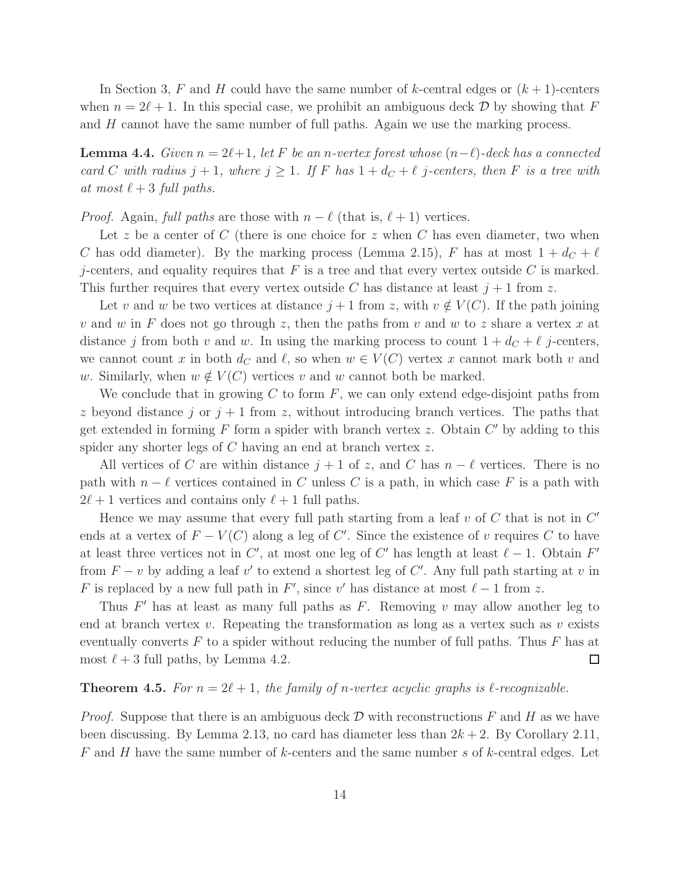In Section 3, $F$ and $H$ could have the same number of $k$-central edges or $(k+1)$-centers when $n = 2\ell + 1$. In this special case, we prohibit an ambiguous deck $\mathcal{D}$ by showing that $F$ and $H$ cannot have the same number of full paths. Again we use the marking process.

**Lemma 4.4.** *Given $n = 2\ell+1$, let $F$ be an $n$-vertex forest whose $(n-\ell)$-deck has a connected card $C$ with radius $j+1$, where $j \geq 1$. If $F$ has $1 + d_C + \ell$ $j$-centers, then $F$ is a tree with at most $\ell + 3$ full paths.*

*Proof.* Again, *full paths* are those with $n - \ell$ (that is, $\ell + 1$) vertices.

Let $z$ be a center of $C$ (there is one choice for $z$ when $C$ has even diameter, two when $C$ has odd diameter). By the marking process (Lemma 2.15), $F$ has at most $1 + d_C + \ell$ $j$-centers, and equality requires that $F$ is a tree and that every vertex outside $C$ is marked. This further requires that every vertex outside $C$ has distance at least $j+1$ from $z$.

Let $v$ and $w$ be two vertices at distance $j+1$ from $z$, with $v \notin V(C)$. If the path joining $v$ and $w$ in $F$ does not go through $z$, then the paths from $v$ and $w$ to $z$ share a vertex $x$ at distance $j$ from both $v$ and $w$. In using the marking process to count $1 + d_C + \ell$ $j$-centers, we cannot count $x$ in both $d_C$ and $\ell$, so when $w \in V(C)$ vertex $x$ cannot mark both $v$ and $w$. Similarly, when $w \notin V(C)$ vertices $v$ and $w$ cannot both be marked.

We conclude that in growing $C$ to form $F$, we can only extend edge-disjoint paths from $z$ beyond distance $j$ or $j+1$ from $z$, without introducing branch vertices. The paths that get extended in forming $F$ form a spider with branch vertex $z$. Obtain $C'$ by adding to this spider any shorter legs of $C$ having an end at branch vertex $z$.

All vertices of $C$ are within distance $j+1$ of $z$, and $C$ has $n - \ell$ vertices. There is no path with $n - \ell$ vertices contained in $C$ unless $C$ is a path, in which case $F$ is a path with $2\ell + 1$ vertices and contains only $\ell + 1$ full paths.

Hence we may assume that every full path starting from a leaf $v$ of $C$ that is not in $C'$ ends at a vertex of $F - V(C)$ along a leg of $C'$. Since the existence of $v$ requires $C$ to have at least three vertices not in $C'$, at most one leg of $C'$ has length at least $\ell - 1$. Obtain $F'$ from $F - v$ by adding a leaf $v'$ to extend a shortest leg of $C'$. Any full path starting at $v$ in $F$ is replaced by a new full path in $F'$, since $v'$ has distance at most $\ell - 1$ from $z$.

Thus $F'$ has at least as many full paths as $F$. Removing $v$ may allow another leg to end at branch vertex $v$. Repeating the transformation as long as a vertex such as $v$ exists eventually converts $F$ to a spider without reducing the number of full paths. Thus $F$ has at most $\ell + 3$ full paths, by Lemma 4.2. $\square$

**Theorem 4.5.** *For $n = 2\ell + 1$, the family of $n$-vertex acyclic graphs is $\ell$-recognizable.*

*Proof.* Suppose that there is an ambiguous deck $\mathcal{D}$ with reconstructions $F$ and $H$ as we have been discussing. By Lemma 2.13, no card has diameter less than $2k+2$. By Corollary 2.11, $F$ and $H$ have the same number of $k$-centers and the same number $s$ of $k$-central edges. Let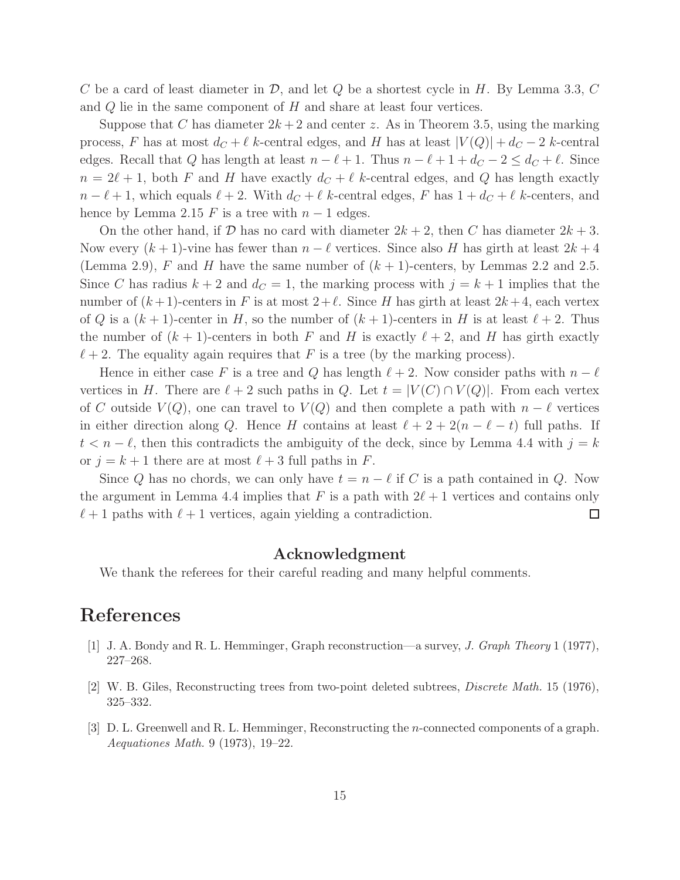$C$ be a card of least diameter in $\mathcal{D}$, and let $Q$ be a shortest cycle in $H$. By Lemma 3.3, $C$ and $Q$ lie in the same component of $H$ and share at least four vertices.

Suppose that $C$ has diameter $2k+2$ and center $z$. As in Theorem 3.5, using the marking process, $F$ has at most $d_C + \ell$ $k$-central edges, and $H$ has at least $|V(Q)| + d_C - 2$ $k$-central edges. Recall that $Q$ has length at least $n - \ell + 1$. Thus $n - \ell + 1 + d_C - 2 \leq d_C + \ell$. Since $n = 2\ell + 1$, both $F$ and $H$ have exactly $d_C + \ell$ $k$-central edges, and $Q$ has length exactly $n - \ell + 1$, which equals $\ell + 2$. With $d_C + \ell$ $k$-central edges, $F$ has $1 + d_C + \ell$ $k$-centers, and hence by Lemma 2.15 $F$ is a tree with $n - 1$ edges.

On the other hand, if $\mathcal{D}$ has no card with diameter $2k+2$, then $C$ has diameter $2k+3$. Now every $(k+1)$-vine has fewer than $n - \ell$ vertices. Since also $H$ has girth at least $2k+4$ (Lemma 2.9), $F$ and $H$ have the same number of $(k+1)$-centers, by Lemmas 2.2 and 2.5. Since $C$ has radius $k+2$ and $d_C = 1$, the marking process with $j = k+1$ implies that the number of $(k+1)$-centers in $F$ is at most $2 + \ell$. Since $H$ has girth at least $2k+4$, each vertex of $Q$ is a $(k+1)$-center in $H$, so the number of $(k+1)$-centers in $H$ is at least $\ell + 2$. Thus the number of $(k+1)$-centers in both $F$ and $H$ is exactly $\ell + 2$, and $H$ has girth exactly $\ell + 2$. The equality again requires that $F$ is a tree (by the marking process).

Hence in either case $F$ is a tree and $Q$ has length $\ell + 2$. Now consider paths with $n - \ell$ vertices in $H$. There are $\ell + 2$ such paths in $Q$. Let $t = |V(C) \cap V(Q)|$. From each vertex of $C$ outside $V(Q)$, one can travel to $V(Q)$ and then complete a path with $n - \ell$ vertices in either direction along $Q$. Hence $H$ contains at least $\ell + 2 + 2(n - \ell - t)$ full paths. If $t < n - \ell$, then this contradicts the ambiguity of the deck, since by Lemma 4.4 with $j = k$ or $j = k+1$ there are at most $\ell + 3$ full paths in $F$.

Since $Q$ has no chords, we can only have $t = n - \ell$ if $C$ is a path contained in $Q$. Now the argument in Lemma 4.4 implies that $F$ is a path with $2\ell + 1$ vertices and contains only $\ell + 1$ paths with $\ell + 1$ vertices, again yielding a contradiction. $\square$

## Acknowledgment

We thank the referees for their careful reading and many helpful comments.

# References

[1] J. A. Bondy and R. L. Hemminger, Graph reconstruction—a survey, *J. Graph Theory* 1 (1977), 227–268.

[2] W. B. Giles, Reconstructing trees from two-point deleted subtrees, *Discrete Math.* 15 (1976), 325–332.

[3] D. L. Greenwell and R. L. Hemminger, Reconstructing the $n$-connected components of a graph. *Aequationes Math.* 9 (1973), 19–22.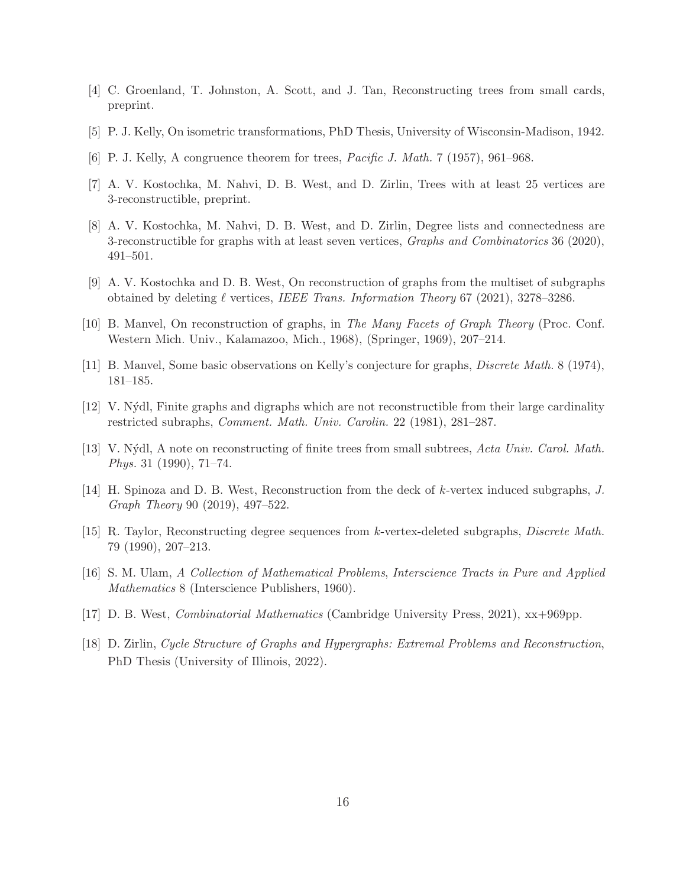[4] C. Groenland, T. Johnston, A. Scott, and J. Tan, Reconstructing trees from small cards, preprint.

[5] P. J. Kelly, On isometric transformations, PhD Thesis, University of Wisconsin-Madison, 1942.

[6] P. J. Kelly, A congruence theorem for trees, *Pacific J. Math.* 7 (1957), 961–968.

[7] A. V. Kostochka, M. Nahvi, D. B. West, and D. Zirlin, Trees with at least 25 vertices are 3-reconstructible, preprint.

[8] A. V. Kostochka, M. Nahvi, D. B. West, and D. Zirlin, Degree lists and connectedness are 3-reconstructible for graphs with at least seven vertices, *Graphs and Combinatorics* 36 (2020), 491–501.

[9] A. V. Kostochka and D. B. West, On reconstruction of graphs from the multiset of subgraphs obtained by deleting $\ell$ vertices, *IEEE Trans. Information Theory* 67 (2021), 3278–3286.

[10] B. Manvel, On reconstruction of graphs, in *The Many Facets of Graph Theory* (Proc. Conf. Western Mich. Univ., Kalamazoo, Mich., 1968), (Springer, 1969), 207–214.

[11] B. Manvel, Some basic observations on Kelly's conjecture for graphs, *Discrete Math.* 8 (1974), 181–185.

[12] V. Nýdl, Finite graphs and digraphs which are not reconstructible from their large cardinality restricted subraphs, *Comment. Math. Univ. Carolin.* 22 (1981), 281–287.

[13] V. Nýdl, A note on reconstructing of finite trees from small subtrees, *Acta Univ. Carol. Math. Phys.* 31 (1990), 71–74.

[14] H. Spinoza and D. B. West, Reconstruction from the deck of $k$-vertex induced subgraphs, *J. Graph Theory* 90 (2019), 497–522.

[15] R. Taylor, Reconstructing degree sequences from $k$-vertex-deleted subgraphs, *Discrete Math.* 79 (1990), 207–213.

[16] S. M. Ulam, *A Collection of Mathematical Problems*, *Interscience Tracts in Pure and Applied Mathematics* 8 (Interscience Publishers, 1960).

[17] D. B. West, *Combinatorial Mathematics* (Cambridge University Press, 2021), xx+969pp.

[18] D. Zirlin, *Cycle Structure of Graphs and Hypergraphs: Extremal Problems and Reconstruction*, PhD Thesis (University of Illinois, 2022).